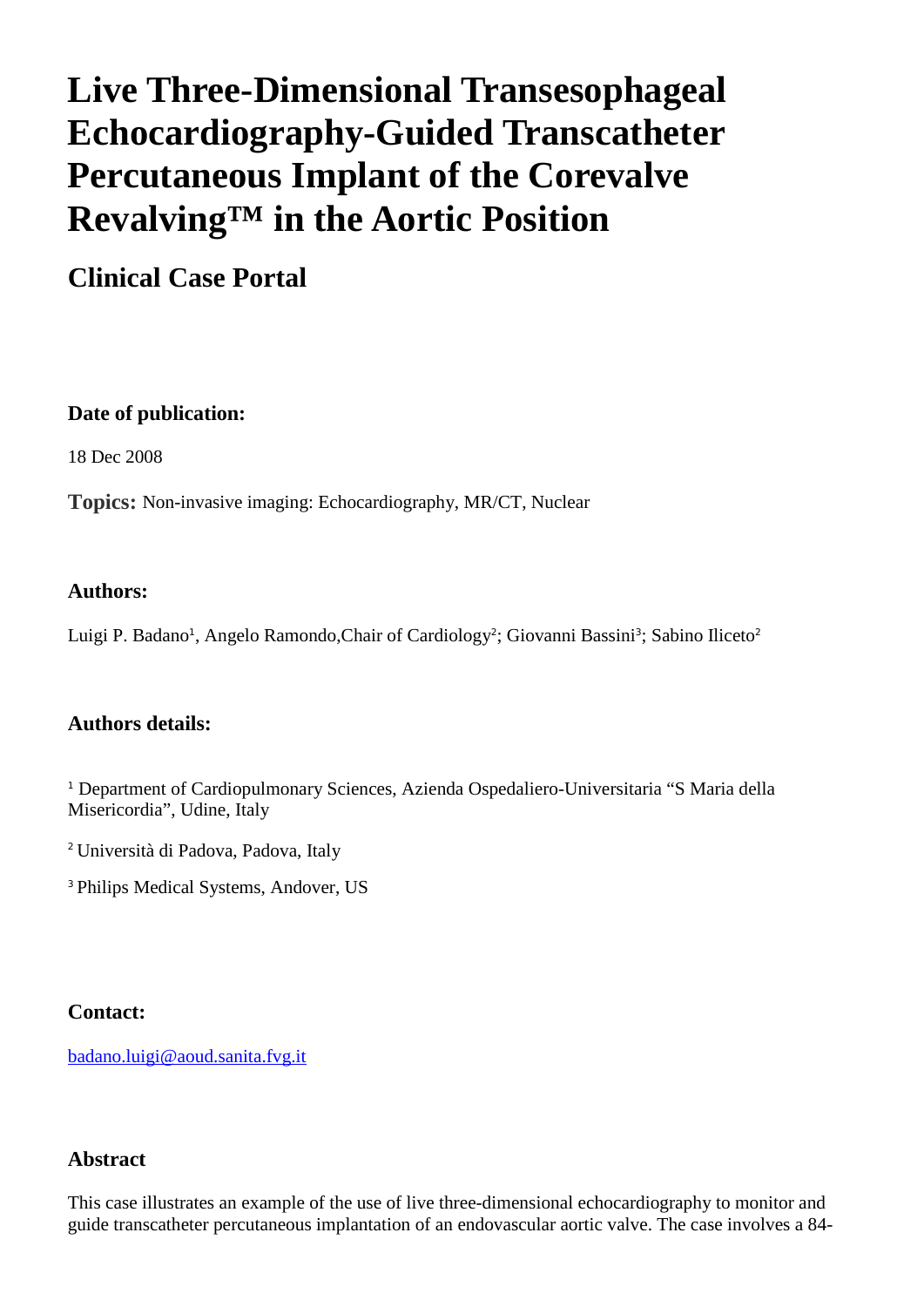# Live Three-Dimensional Transesophageal Echocardiography-Guided Transcatheter Percutaneous Implant of the Corevalve Revalving™ in the Aortic Position

## Clinical Case Portal

**Date of publication:**

18 Dec 2008

**Topics:** Non-invasive imaging: Echocardiography, MR/CT, Nuclear

**Authors:**

Luigi P. Badano[1], Angelo Ramondo,Chair of Cardiology[2]; Giovanni Bassini[3]; Sabino Iliceto[2]

**Authors details:**

[1] Department of Cardiopulmonary Sciences, Azienda Ospedaliero-Universitaria "S Maria della Misericordia", Udine, Italy

[2] Università di Padova, Padova, Italy

[3] Philips Medical Systems, Andover, US

**Contact:**

badano.luigi@aoud.sanita.fvg.it

**Abstract**

This case illustrates an example of the use of live three-dimensional echocardiography to monitor and guide transcatheter percutaneous implantation of an endovascular aortic valve. The case involves a 84-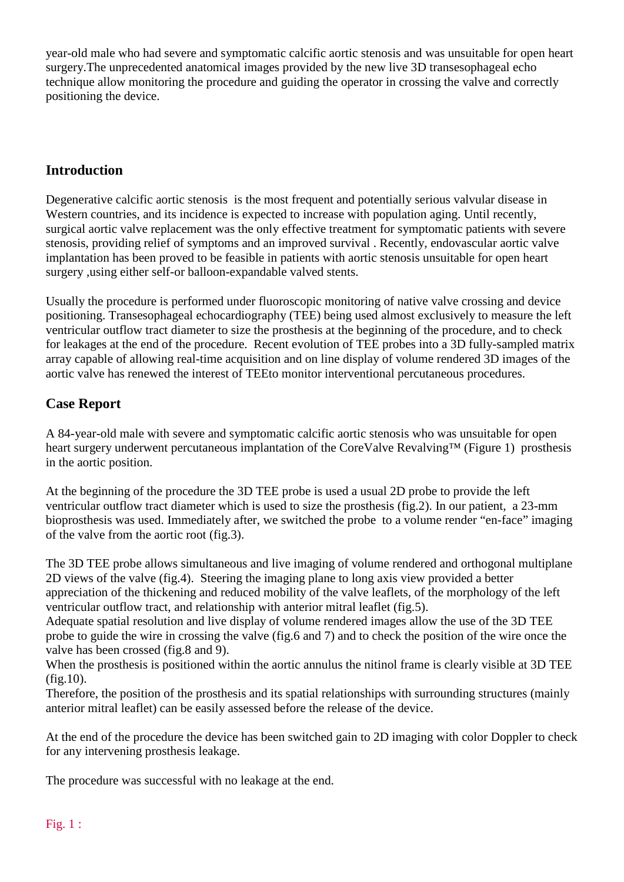year-old male who had severe and symptomatic calcific aortic stenosis and was unsuitable for open heart surgery.The unprecedented anatomical images provided by the new live 3D transesophageal echo technique allow monitoring the procedure and guiding the operator in crossing the valve and correctly positioning the device.

## Introduction

Degenerative calcific aortic stenosis is the most frequent and potentially serious valvular disease in Western countries, and its incidence is expected to increase with population aging. Until recently, surgical aortic valve replacement was the only effective treatment for symptomatic patients with severe stenosis, providing relief of symptoms and an improved survival . Recently, endovascular aortic valve implantation has been proved to be feasible in patients with aortic stenosis unsuitable for open heart surgery ,using either self-or balloon-expandable valved stents.

Usually the procedure is performed under fluoroscopic monitoring of native valve crossing and device positioning. Transesophageal echocardiography (TEE) being used almost exclusively to measure the left ventricular outflow tract diameter to size the prosthesis at the beginning of the procedure, and to check for leakages at the end of the procedure. Recent evolution of TEE probes into a 3D fully-sampled matrix array capable of allowing real-time acquisition and on line display of volume rendered 3D images of the aortic valve has renewed the interest of TEEto monitor interventional percutaneous procedures.

## Case Report

A 84-year-old male with severe and symptomatic calcific aortic stenosis who was unsuitable for open heart surgery underwent percutaneous implantation of the CoreValve Revalving™ (Figure 1) prosthesis in the aortic position.

At the beginning of the procedure the 3D TEE probe is used a usual 2D probe to provide the left ventricular outflow tract diameter which is used to size the prosthesis (fig.2). In our patient, a 23-mm bioprosthesis was used. Immediately after, we switched the probe to a volume render "en-face" imaging of the valve from the aortic root (fig.3).

The 3D TEE probe allows simultaneous and live imaging of volume rendered and orthogonal multiplane 2D views of the valve (fig.4). Steering the imaging plane to long axis view provided a better appreciation of the thickening and reduced mobility of the valve leaflets, of the morphology of the left ventricular outflow tract, and relationship with anterior mitral leaflet (fig.5).
Adequate spatial resolution and live display of volume rendered images allow the use of the 3D TEE probe to guide the wire in crossing the valve (fig.6 and 7) and to check the position of the wire once the valve has been crossed (fig.8 and 9).
When the prosthesis is positioned within the aortic annulus the nitinol frame is clearly visible at 3D TEE (fig.10).
Therefore, the position of the prosthesis and its spatial relationships with surrounding structures (mainly anterior mitral leaflet) can be easily assessed before the release of the device.

At the end of the procedure the device has been switched gain to 2D imaging with color Doppler to check for any intervening prosthesis leakage.

The procedure was successful with no leakage at the end.

Fig. 1 :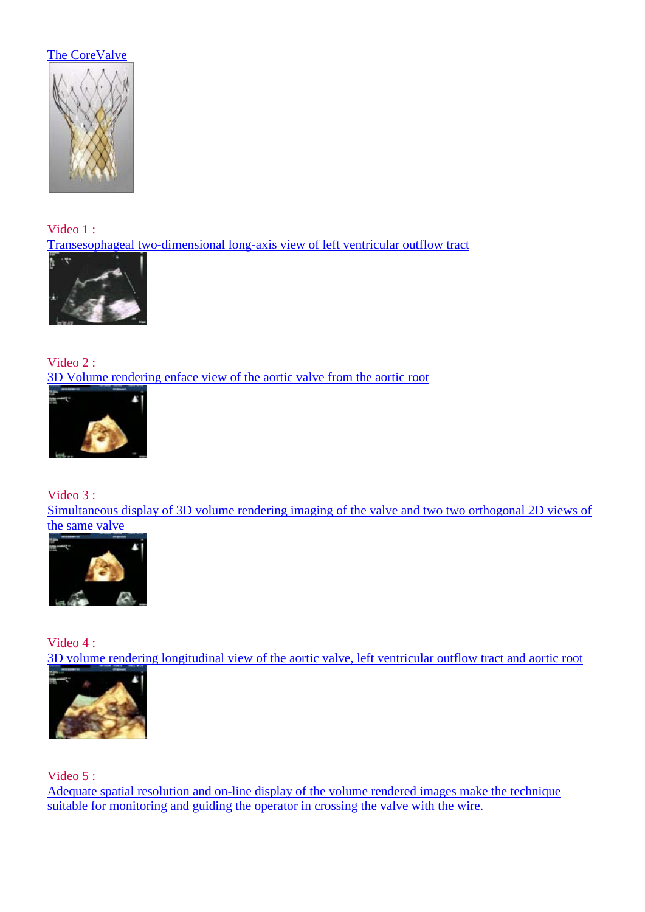The CoreValve

Video 1 :
Transesophageal two-dimensional long-axis view of left ventricular outflow tract

Video 2 :
3D Volume rendering enface view of the aortic valve from the aortic root

Video 3 :
Simultaneous display of 3D volume rendering imaging of the valve and two two orthogonal 2D views of the same valve

Video 4 :
3D volume rendering longitudinal view of the aortic valve, left ventricular outflow tract and aortic root

Video 5 :
Adequate spatial resolution and on-line display of the volume rendered images make the technique suitable for monitoring and guiding the operator in crossing the valve with the wire.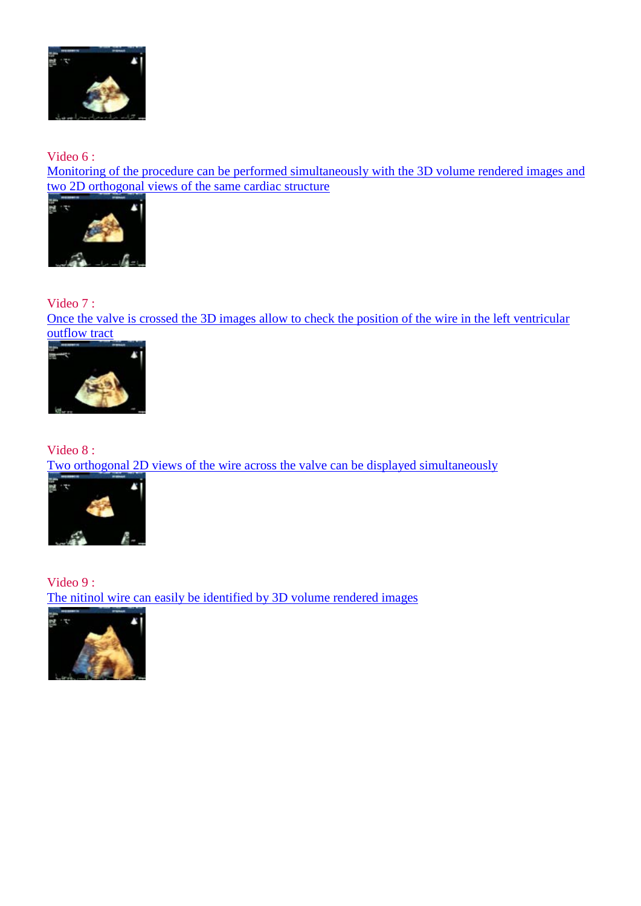Video 6 :

Monitoring of the procedure can be performed simultaneously with the 3D volume rendered images and two 2D orthogonal views of the same cardiac structure

Video 7 :

Once the valve is crossed the 3D images allow to check the position of the wire in the left ventricular outflow tract

Video 8 :

Two orthogonal 2D views of the wire across the valve can be displayed simultaneously

Video 9 :

The nitinol wire can easily be identified by 3D volume rendered images